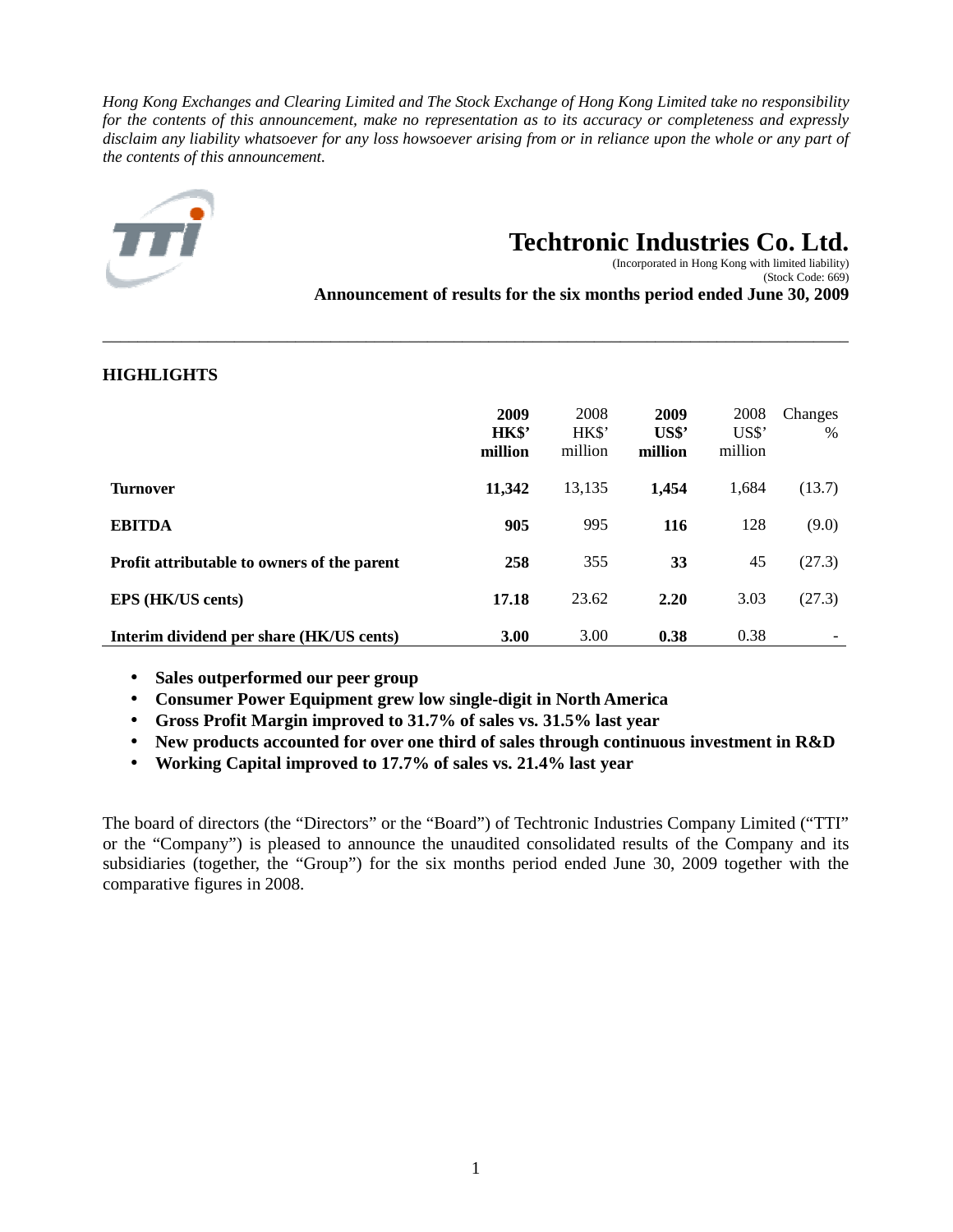*Hong Kong Exchanges and Clearing Limited and The Stock Exchange of Hong Kong Limited take no responsibility for the contents of this announcement, make no representation as to its accuracy or completeness and expressly disclaim any liability whatsoever for any loss howsoever arising from or in reliance upon the whole or any part of the contents of this announcement.*

# Techtronic Industries Co. Ltd.

(Incorporated in Hong Kong with limited liability)
(Stock Code: 669)

**Announcement of results for the six months period ended June 30, 2009**

## HIGHLIGHTS

| | **2009 HK$' million** | 2008 HK$' million | **2009 US$' million** | 2008 US$' million | Changes % |
|---|---|---|---|---|---|
| **Turnover** | **11,342** | 13,135 | **1,454** | 1,684 | (13.7) |
| **EBITDA** | **905** | 995 | **116** | 128 | (9.0) |
| **Profit attributable to owners of the parent** | **258** | 355 | **33** | 45 | (27.3) |
| **EPS (HK/US cents)** | **17.18** | 23.62 | **2.20** | 3.03 | (27.3) |
| **Interim dividend per share (HK/US cents)** | **3.00** | 3.00 | **0.38** | 0.38 | - |

- **Sales outperformed our peer group**
- **Consumer Power Equipment grew low single-digit in North America**
- **Gross Profit Margin improved to 31.7% of sales vs. 31.5% last year**
- **New products accounted for over one third of sales through continuous investment in R&D**
- **Working Capital improved to 17.7% of sales vs. 21.4% last year**

The board of directors (the "Directors" or the "Board") of Techtronic Industries Company Limited ("TTI" or the "Company") is pleased to announce the unaudited consolidated results of the Company and its subsidiaries (together, the "Group") for the six months period ended June 30, 2009 together with the comparative figures in 2008.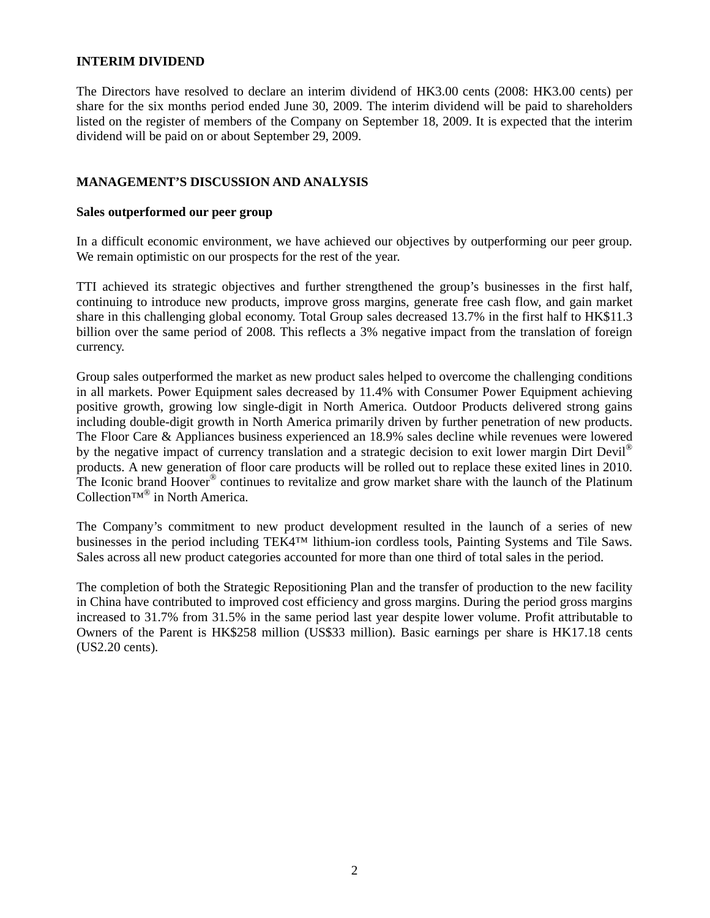## INTERIM DIVIDEND

The Directors have resolved to declare an interim dividend of HK3.00 cents (2008: HK3.00 cents) per share for the six months period ended June 30, 2009. The interim dividend will be paid to shareholders listed on the register of members of the Company on September 18, 2009. It is expected that the interim dividend will be paid on or about September 29, 2009.

## MANAGEMENT'S DISCUSSION AND ANALYSIS

### Sales outperformed our peer group

In a difficult economic environment, we have achieved our objectives by outperforming our peer group. We remain optimistic on our prospects for the rest of the year.

TTI achieved its strategic objectives and further strengthened the group's businesses in the first half, continuing to introduce new products, improve gross margins, generate free cash flow, and gain market share in this challenging global economy. Total Group sales decreased 13.7% in the first half to HK$11.3 billion over the same period of 2008. This reflects a 3% negative impact from the translation of foreign currency.

Group sales outperformed the market as new product sales helped to overcome the challenging conditions in all markets. Power Equipment sales decreased by 11.4% with Consumer Power Equipment achieving positive growth, growing low single-digit in North America. Outdoor Products delivered strong gains including double-digit growth in North America primarily driven by further penetration of new products. The Floor Care & Appliances business experienced an 18.9% sales decline while revenues were lowered by the negative impact of currency translation and a strategic decision to exit lower margin Dirt Devil® products. A new generation of floor care products will be rolled out to replace these exited lines in 2010. The Iconic brand Hoover® continues to revitalize and grow market share with the launch of the Platinum Collection™® in North America.

The Company's commitment to new product development resulted in the launch of a series of new businesses in the period including TEK4™ lithium-ion cordless tools, Painting Systems and Tile Saws. Sales across all new product categories accounted for more than one third of total sales in the period.

The completion of both the Strategic Repositioning Plan and the transfer of production to the new facility in China have contributed to improved cost efficiency and gross margins. During the period gross margins increased to 31.7% from 31.5% in the same period last year despite lower volume. Profit attributable to Owners of the Parent is HK$258 million (US$33 million). Basic earnings per share is HK17.18 cents (US2.20 cents).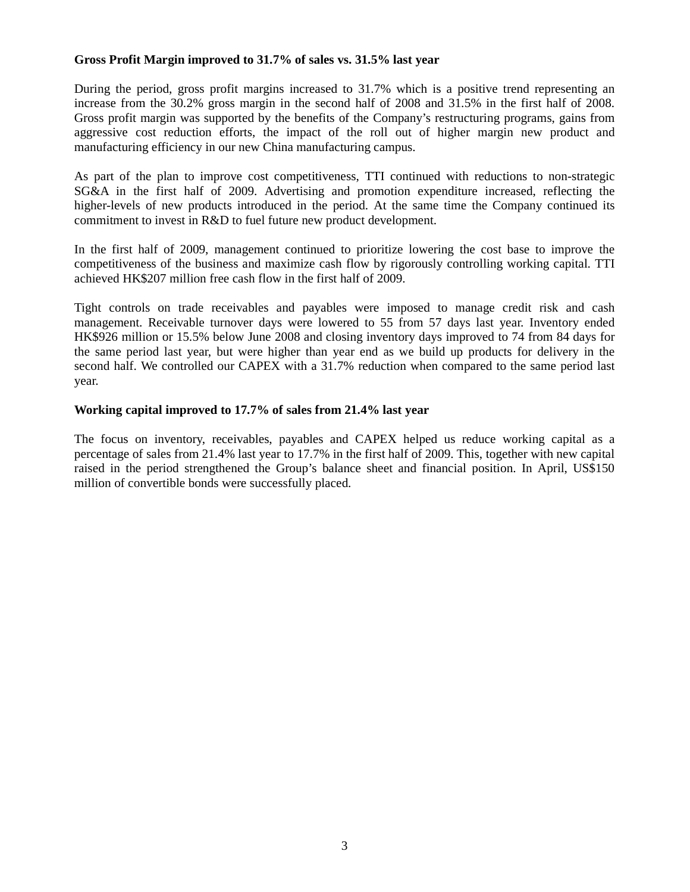**Gross Profit Margin improved to 31.7% of sales vs. 31.5% last year**

During the period, gross profit margins increased to 31.7% which is a positive trend representing an increase from the 30.2% gross margin in the second half of 2008 and 31.5% in the first half of 2008. Gross profit margin was supported by the benefits of the Company's restructuring programs, gains from aggressive cost reduction efforts, the impact of the roll out of higher margin new product and manufacturing efficiency in our new China manufacturing campus.

As part of the plan to improve cost competitiveness, TTI continued with reductions to non-strategic SG&A in the first half of 2009. Advertising and promotion expenditure increased, reflecting the higher-levels of new products introduced in the period. At the same time the Company continued its commitment to invest in R&D to fuel future new product development.

In the first half of 2009, management continued to prioritize lowering the cost base to improve the competitiveness of the business and maximize cash flow by rigorously controlling working capital. TTI achieved HK$207 million free cash flow in the first half of 2009.

Tight controls on trade receivables and payables were imposed to manage credit risk and cash management. Receivable turnover days were lowered to 55 from 57 days last year. Inventory ended HK$926 million or 15.5% below June 2008 and closing inventory days improved to 74 from 84 days for the same period last year, but were higher than year end as we build up products for delivery in the second half. We controlled our CAPEX with a 31.7% reduction when compared to the same period last year.

**Working capital improved to 17.7% of sales from 21.4% last year**

The focus on inventory, receivables, payables and CAPEX helped us reduce working capital as a percentage of sales from 21.4% last year to 17.7% in the first half of 2009. This, together with new capital raised in the period strengthened the Group's balance sheet and financial position. In April, US$150 million of convertible bonds were successfully placed.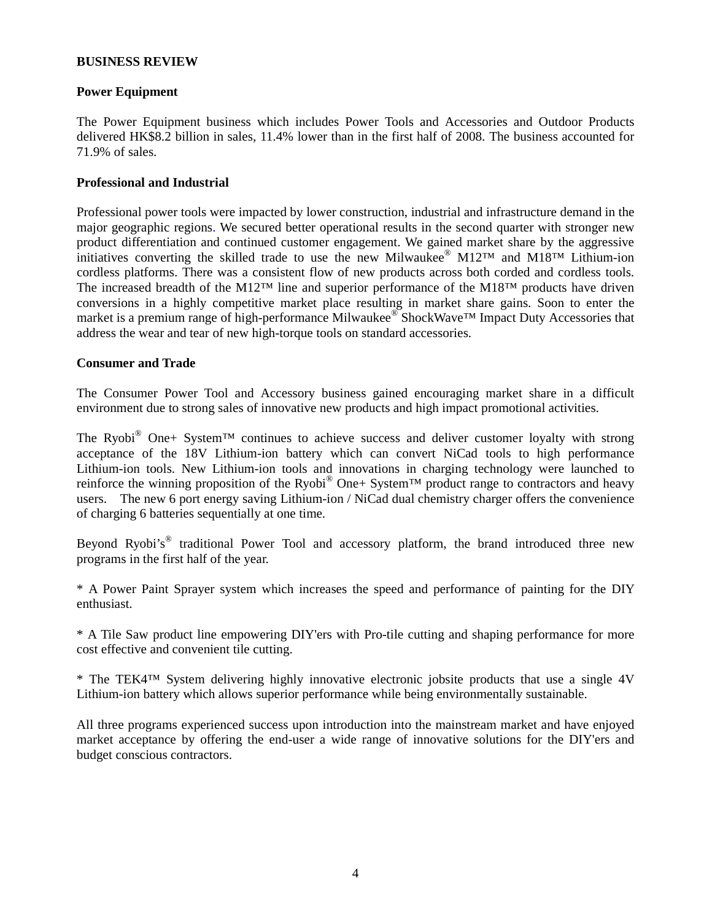**BUSINESS REVIEW**

**Power Equipment**

The Power Equipment business which includes Power Tools and Accessories and Outdoor Products delivered HK$8.2 billion in sales, 11.4% lower than in the first half of 2008. The business accounted for 71.9% of sales.

**Professional and Industrial**

Professional power tools were impacted by lower construction, industrial and infrastructure demand in the major geographic regions. We secured better operational results in the second quarter with stronger new product differentiation and continued customer engagement. We gained market share by the aggressive initiatives converting the skilled trade to use the new Milwaukee® M12™ and M18™ Lithium-ion cordless platforms. There was a consistent flow of new products across both corded and cordless tools. The increased breadth of the M12™ line and superior performance of the M18™ products have driven conversions in a highly competitive market place resulting in market share gains. Soon to enter the market is a premium range of high-performance Milwaukee® ShockWave™ Impact Duty Accessories that address the wear and tear of new high-torque tools on standard accessories.

**Consumer and Trade**

The Consumer Power Tool and Accessory business gained encouraging market share in a difficult environment due to strong sales of innovative new products and high impact promotional activities.

The Ryobi® One+ System™ continues to achieve success and deliver customer loyalty with strong acceptance of the 18V Lithium-ion battery which can convert NiCad tools to high performance Lithium-ion tools. New Lithium-ion tools and innovations in charging technology were launched to reinforce the winning proposition of the Ryobi® One+ System™ product range to contractors and heavy users. The new 6 port energy saving Lithium-ion / NiCad dual chemistry charger offers the convenience of charging 6 batteries sequentially at one time.

Beyond Ryobi's® traditional Power Tool and accessory platform, the brand introduced three new programs in the first half of the year.

* A Power Paint Sprayer system which increases the speed and performance of painting for the DIY enthusiast.

* A Tile Saw product line empowering DIY'ers with Pro-tile cutting and shaping performance for more cost effective and convenient tile cutting.

* The TEK4™ System delivering highly innovative electronic jobsite products that use a single 4V Lithium-ion battery which allows superior performance while being environmentally sustainable.

All three programs experienced success upon introduction into the mainstream market and have enjoyed market acceptance by offering the end-user a wide range of innovative solutions for the DIY'ers and budget conscious contractors.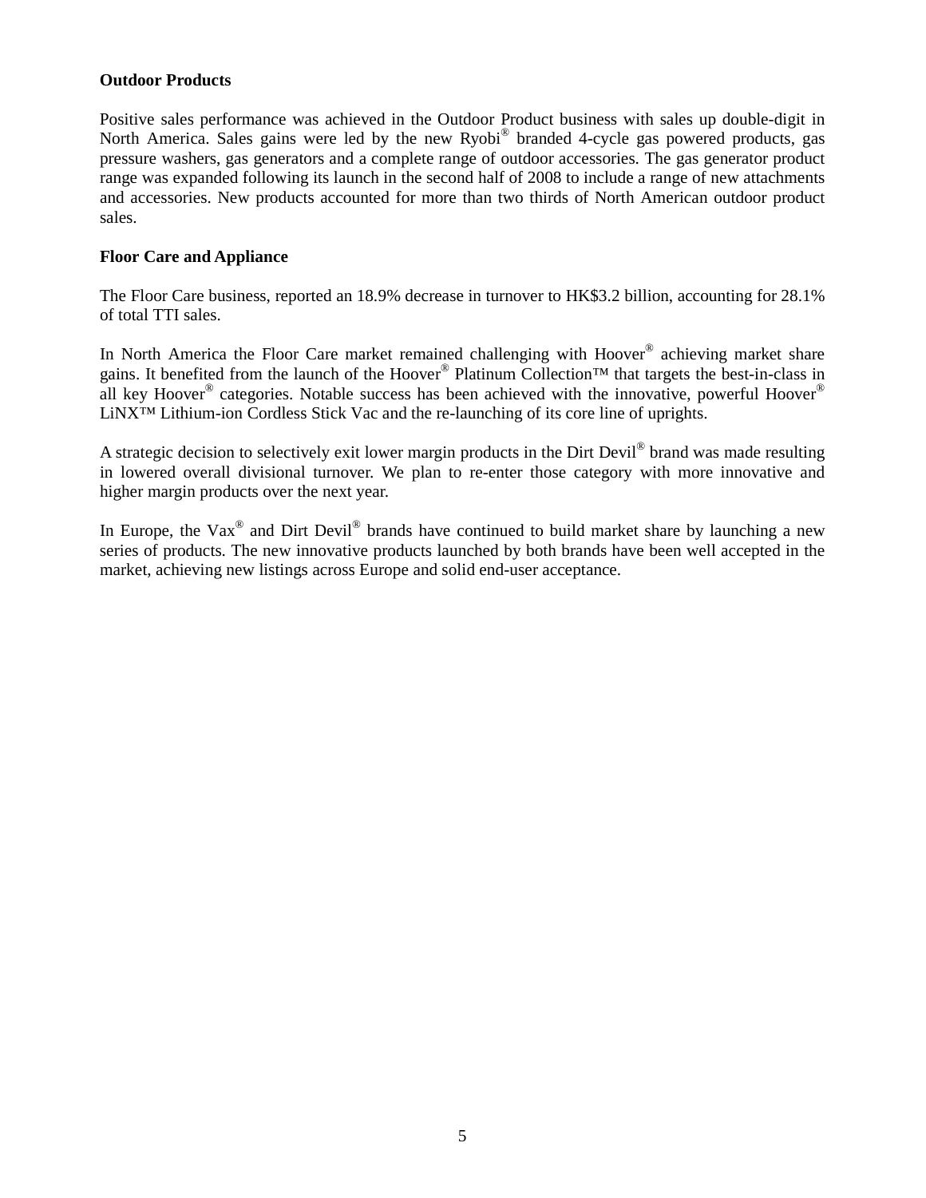**Outdoor Products**

Positive sales performance was achieved in the Outdoor Product business with sales up double-digit in North America. Sales gains were led by the new Ryobi® branded 4-cycle gas powered products, gas pressure washers, gas generators and a complete range of outdoor accessories. The gas generator product range was expanded following its launch in the second half of 2008 to include a range of new attachments and accessories. New products accounted for more than two thirds of North American outdoor product sales.

**Floor Care and Appliance**

The Floor Care business, reported an 18.9% decrease in turnover to HK$3.2 billion, accounting for 28.1% of total TTI sales.

In North America the Floor Care market remained challenging with Hoover® achieving market share gains. It benefited from the launch of the Hoover® Platinum Collection™ that targets the best-in-class in all key Hoover® categories. Notable success has been achieved with the innovative, powerful Hoover® LiNX™ Lithium-ion Cordless Stick Vac and the re-launching of its core line of uprights.

A strategic decision to selectively exit lower margin products in the Dirt Devil® brand was made resulting in lowered overall divisional turnover. We plan to re-enter those category with more innovative and higher margin products over the next year.

In Europe, the Vax® and Dirt Devil® brands have continued to build market share by launching a new series of products. The new innovative products launched by both brands have been well accepted in the market, achieving new listings across Europe and solid end-user acceptance.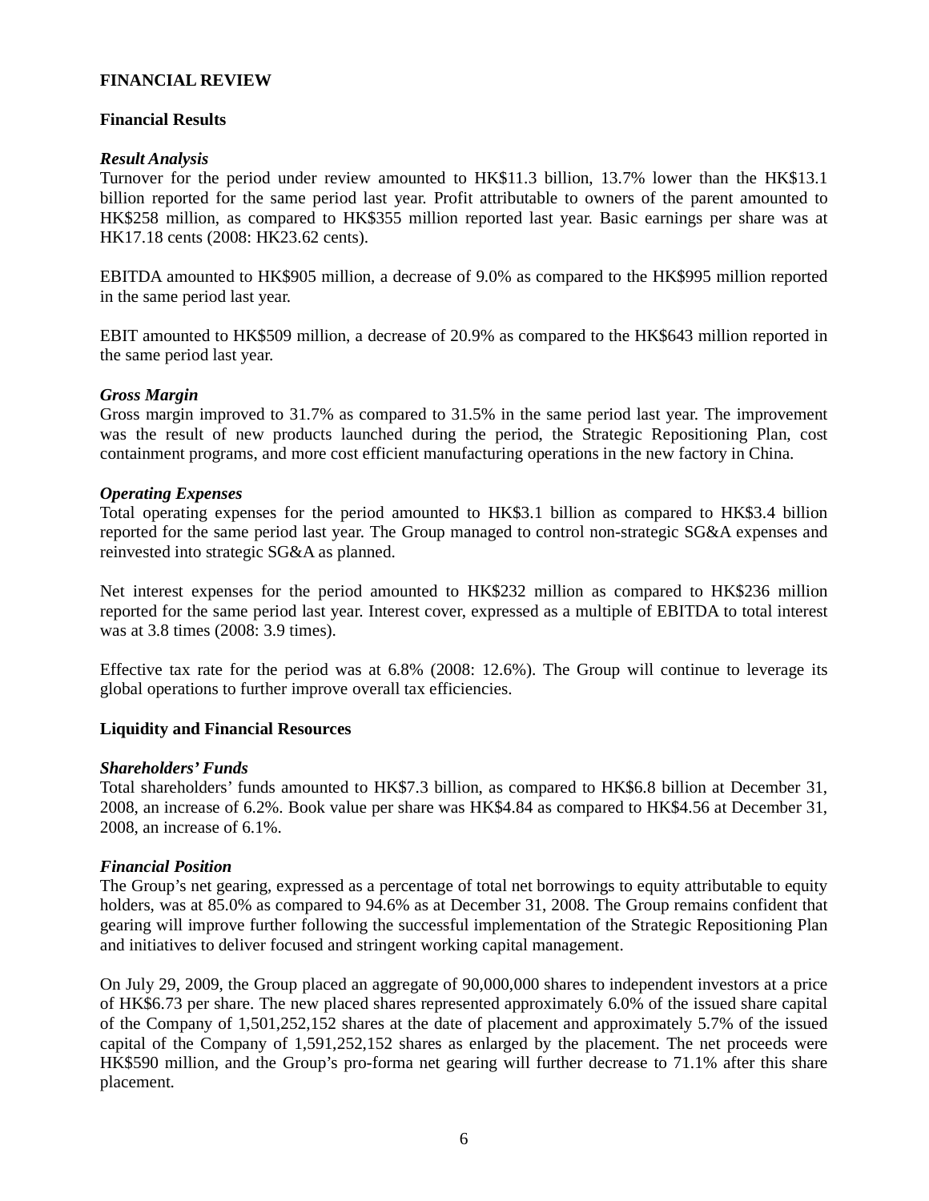## FINANCIAL REVIEW

### Financial Results

#### *Result Analysis*

Turnover for the period under review amounted to HK$11.3 billion, 13.7% lower than the HK$13.1 billion reported for the same period last year. Profit attributable to owners of the parent amounted to HK$258 million, as compared to HK$355 million reported last year. Basic earnings per share was at HK17.18 cents (2008: HK23.62 cents).

EBITDA amounted to HK$905 million, a decrease of 9.0% as compared to the HK$995 million reported in the same period last year.

EBIT amounted to HK$509 million, a decrease of 20.9% as compared to the HK$643 million reported in the same period last year.

#### *Gross Margin*

Gross margin improved to 31.7% as compared to 31.5% in the same period last year. The improvement was the result of new products launched during the period, the Strategic Repositioning Plan, cost containment programs, and more cost efficient manufacturing operations in the new factory in China.

#### *Operating Expenses*

Total operating expenses for the period amounted to HK$3.1 billion as compared to HK$3.4 billion reported for the same period last year. The Group managed to control non-strategic SG&A expenses and reinvested into strategic SG&A as planned.

Net interest expenses for the period amounted to HK$232 million as compared to HK$236 million reported for the same period last year. Interest cover, expressed as a multiple of EBITDA to total interest was at 3.8 times (2008: 3.9 times).

Effective tax rate for the period was at 6.8% (2008: 12.6%). The Group will continue to leverage its global operations to further improve overall tax efficiencies.

### Liquidity and Financial Resources

#### *Shareholders' Funds*

Total shareholders' funds amounted to HK$7.3 billion, as compared to HK$6.8 billion at December 31, 2008, an increase of 6.2%. Book value per share was HK$4.84 as compared to HK$4.56 at December 31, 2008, an increase of 6.1%.

#### *Financial Position*

The Group's net gearing, expressed as a percentage of total net borrowings to equity attributable to equity holders, was at 85.0% as compared to 94.6% as at December 31, 2008. The Group remains confident that gearing will improve further following the successful implementation of the Strategic Repositioning Plan and initiatives to deliver focused and stringent working capital management.

On July 29, 2009, the Group placed an aggregate of 90,000,000 shares to independent investors at a price of HK$6.73 per share. The new placed shares represented approximately 6.0% of the issued share capital of the Company of 1,501,252,152 shares at the date of placement and approximately 5.7% of the issued capital of the Company of 1,591,252,152 shares as enlarged by the placement. The net proceeds were HK$590 million, and the Group's pro-forma net gearing will further decrease to 71.1% after this share placement.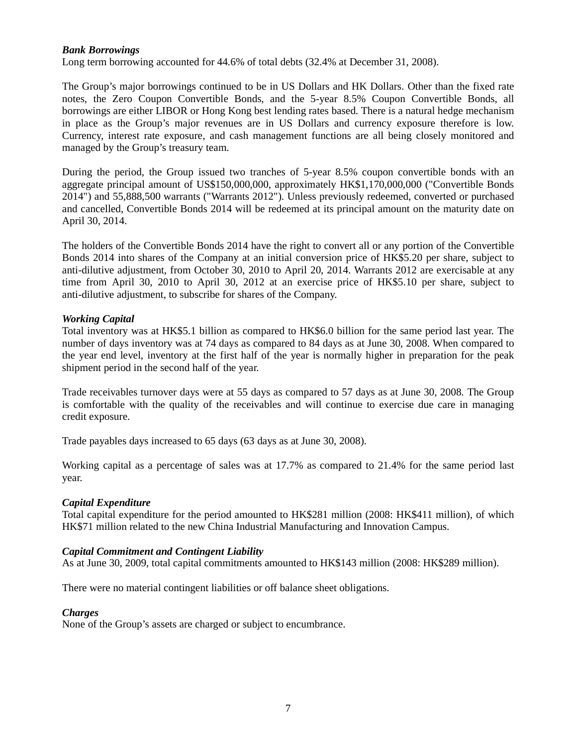***Bank Borrowings***
Long term borrowing accounted for 44.6% of total debts (32.4% at December 31, 2008).

The Group's major borrowings continued to be in US Dollars and HK Dollars. Other than the fixed rate notes, the Zero Coupon Convertible Bonds, and the 5-year 8.5% Coupon Convertible Bonds, all borrowings are either LIBOR or Hong Kong best lending rates based. There is a natural hedge mechanism in place as the Group's major revenues are in US Dollars and currency exposure therefore is low. Currency, interest rate exposure, and cash management functions are all being closely monitored and managed by the Group's treasury team.

During the period, the Group issued two tranches of 5-year 8.5% coupon convertible bonds with an aggregate principal amount of US$150,000,000, approximately HK$1,170,000,000 ("Convertible Bonds 2014") and 55,888,500 warrants ("Warrants 2012"). Unless previously redeemed, converted or purchased and cancelled, Convertible Bonds 2014 will be redeemed at its principal amount on the maturity date on April 30, 2014.

The holders of the Convertible Bonds 2014 have the right to convert all or any portion of the Convertible Bonds 2014 into shares of the Company at an initial conversion price of HK$5.20 per share, subject to anti-dilutive adjustment, from October 30, 2010 to April 20, 2014. Warrants 2012 are exercisable at any time from April 30, 2010 to April 30, 2012 at an exercise price of HK$5.10 per share, subject to anti-dilutive adjustment, to subscribe for shares of the Company.

***Working Capital***
Total inventory was at HK$5.1 billion as compared to HK$6.0 billion for the same period last year. The number of days inventory was at 74 days as compared to 84 days as at June 30, 2008. When compared to the year end level, inventory at the first half of the year is normally higher in preparation for the peak shipment period in the second half of the year.

Trade receivables turnover days were at 55 days as compared to 57 days as at June 30, 2008. The Group is comfortable with the quality of the receivables and will continue to exercise due care in managing credit exposure.

Trade payables days increased to 65 days (63 days as at June 30, 2008).

Working capital as a percentage of sales was at 17.7% as compared to 21.4% for the same period last year.

***Capital Expenditure***
Total capital expenditure for the period amounted to HK$281 million (2008: HK$411 million), of which HK$71 million related to the new China Industrial Manufacturing and Innovation Campus.

***Capital Commitment and Contingent Liability***
As at June 30, 2009, total capital commitments amounted to HK$143 million (2008: HK$289 million).

There were no material contingent liabilities or off balance sheet obligations.

***Charges***
None of the Group's assets are charged or subject to encumbrance.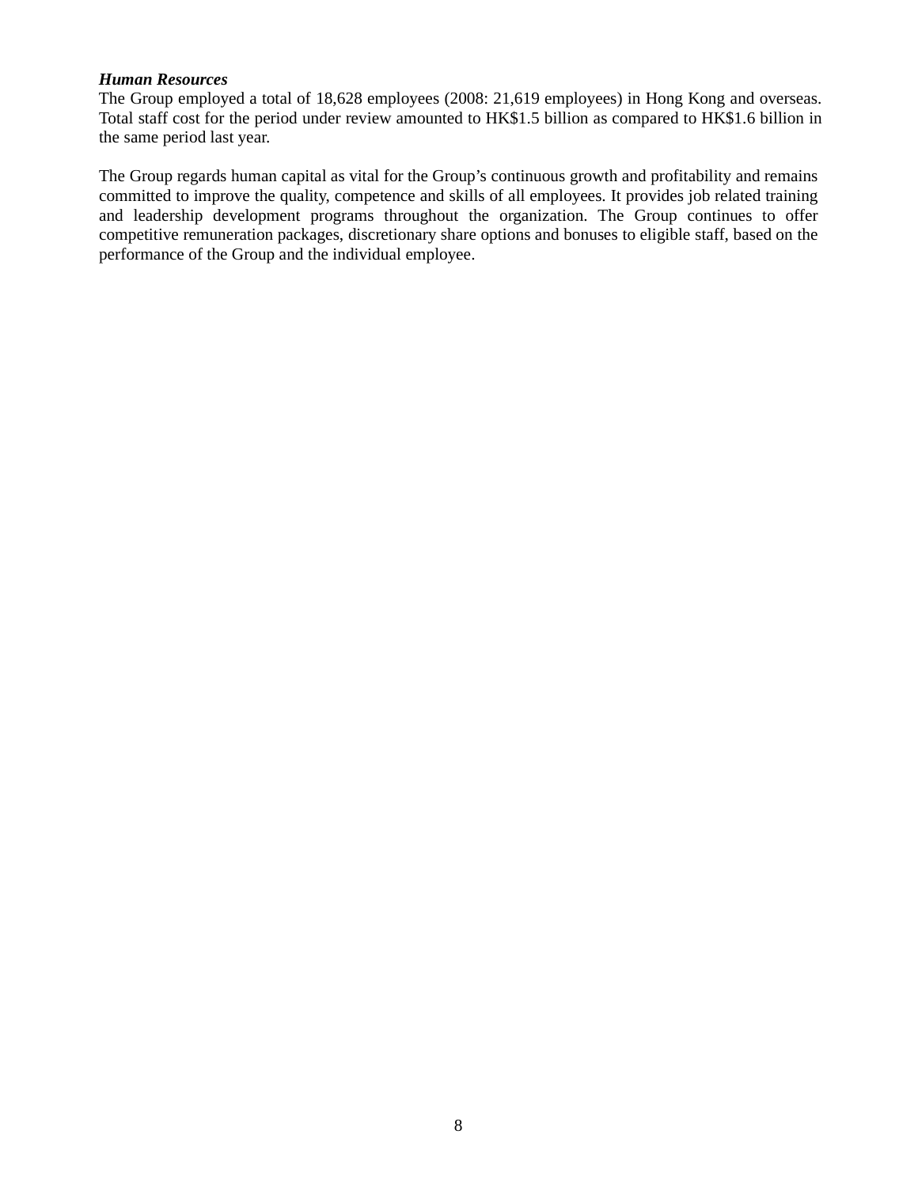***Human Resources***

The Group employed a total of 18,628 employees (2008: 21,619 employees) in Hong Kong and overseas. Total staff cost for the period under review amounted to HK$1.5 billion as compared to HK$1.6 billion in the same period last year.

The Group regards human capital as vital for the Group's continuous growth and profitability and remains committed to improve the quality, competence and skills of all employees. It provides job related training and leadership development programs throughout the organization. The Group continues to offer competitive remuneration packages, discretionary share options and bonuses to eligible staff, based on the performance of the Group and the individual employee.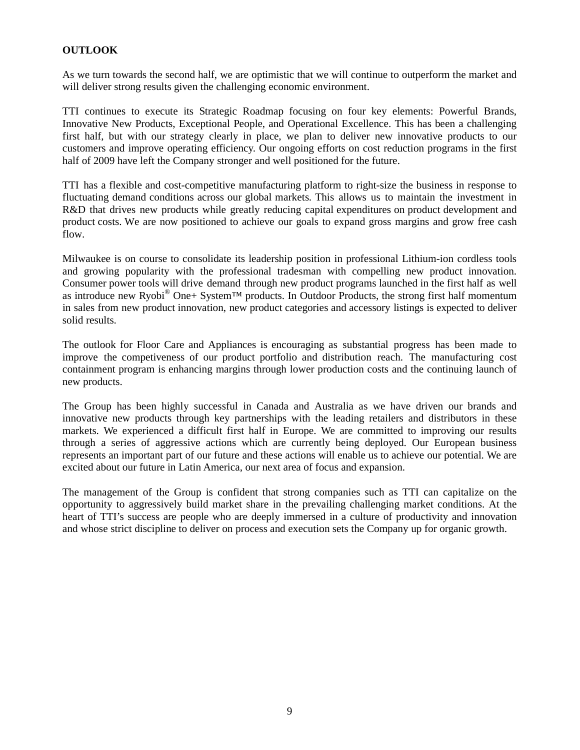## OUTLOOK

As we turn towards the second half, we are optimistic that we will continue to outperform the market and will deliver strong results given the challenging economic environment.

TTI continues to execute its Strategic Roadmap focusing on four key elements: Powerful Brands, Innovative New Products, Exceptional People, and Operational Excellence. This has been a challenging first half, but with our strategy clearly in place, we plan to deliver new innovative products to our customers and improve operating efficiency. Our ongoing efforts on cost reduction programs in the first half of 2009 have left the Company stronger and well positioned for the future.

TTI has a flexible and cost-competitive manufacturing platform to right-size the business in response to fluctuating demand conditions across our global markets. This allows us to maintain the investment in R&D that drives new products while greatly reducing capital expenditures on product development and product costs. We are now positioned to achieve our goals to expand gross margins and grow free cash flow.

Milwaukee is on course to consolidate its leadership position in professional Lithium-ion cordless tools and growing popularity with the professional tradesman with compelling new product innovation. Consumer power tools will drive demand through new product programs launched in the first half as well as introduce new Ryobi® One+ System™ products. In Outdoor Products, the strong first half momentum in sales from new product innovation, new product categories and accessory listings is expected to deliver solid results.

The outlook for Floor Care and Appliances is encouraging as substantial progress has been made to improve the competiveness of our product portfolio and distribution reach. The manufacturing cost containment program is enhancing margins through lower production costs and the continuing launch of new products.

The Group has been highly successful in Canada and Australia as we have driven our brands and innovative new products through key partnerships with the leading retailers and distributors in these markets. We experienced a difficult first half in Europe. We are committed to improving our results through a series of aggressive actions which are currently being deployed. Our European business represents an important part of our future and these actions will enable us to achieve our potential. We are excited about our future in Latin America, our next area of focus and expansion.

The management of the Group is confident that strong companies such as TTI can capitalize on the opportunity to aggressively build market share in the prevailing challenging market conditions. At the heart of TTI's success are people who are deeply immersed in a culture of productivity and innovation and whose strict discipline to deliver on process and execution sets the Company up for organic growth.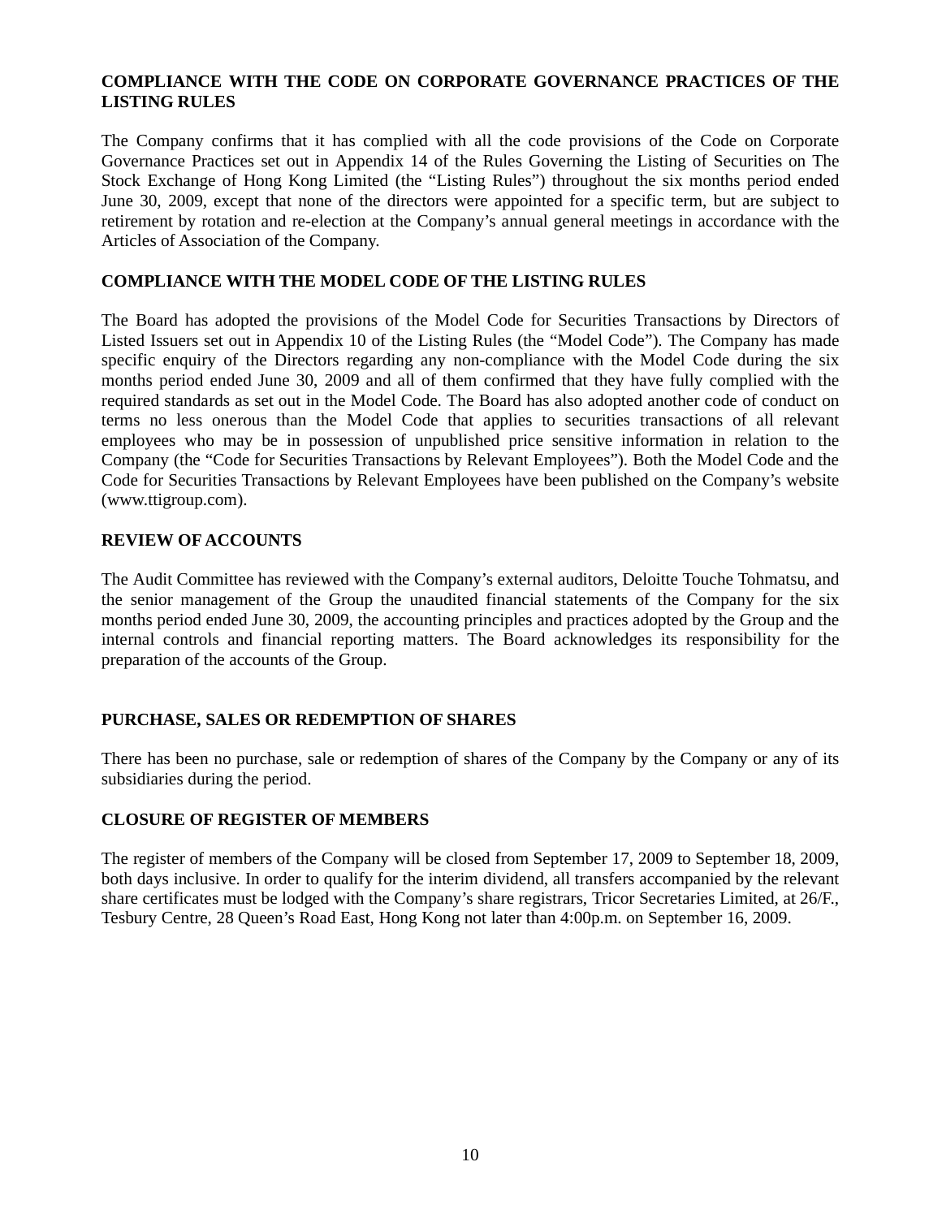## COMPLIANCE WITH THE CODE ON CORPORATE GOVERNANCE PRACTICES OF THE LISTING RULES

The Company confirms that it has complied with all the code provisions of the Code on Corporate Governance Practices set out in Appendix 14 of the Rules Governing the Listing of Securities on The Stock Exchange of Hong Kong Limited (the "Listing Rules") throughout the six months period ended June 30, 2009, except that none of the directors were appointed for a specific term, but are subject to retirement by rotation and re-election at the Company's annual general meetings in accordance with the Articles of Association of the Company.

## COMPLIANCE WITH THE MODEL CODE OF THE LISTING RULES

The Board has adopted the provisions of the Model Code for Securities Transactions by Directors of Listed Issuers set out in Appendix 10 of the Listing Rules (the "Model Code"). The Company has made specific enquiry of the Directors regarding any non-compliance with the Model Code during the six months period ended June 30, 2009 and all of them confirmed that they have fully complied with the required standards as set out in the Model Code. The Board has also adopted another code of conduct on terms no less onerous than the Model Code that applies to securities transactions of all relevant employees who may be in possession of unpublished price sensitive information in relation to the Company (the "Code for Securities Transactions by Relevant Employees"). Both the Model Code and the Code for Securities Transactions by Relevant Employees have been published on the Company's website (www.ttigroup.com).

## REVIEW OF ACCOUNTS

The Audit Committee has reviewed with the Company's external auditors, Deloitte Touche Tohmatsu, and the senior management of the Group the unaudited financial statements of the Company for the six months period ended June 30, 2009, the accounting principles and practices adopted by the Group and the internal controls and financial reporting matters. The Board acknowledges its responsibility for the preparation of the accounts of the Group.

## PURCHASE, SALES OR REDEMPTION OF SHARES

There has been no purchase, sale or redemption of shares of the Company by the Company or any of its subsidiaries during the period.

## CLOSURE OF REGISTER OF MEMBERS

The register of members of the Company will be closed from September 17, 2009 to September 18, 2009, both days inclusive. In order to qualify for the interim dividend, all transfers accompanied by the relevant share certificates must be lodged with the Company's share registrars, Tricor Secretaries Limited, at 26/F., Tesbury Centre, 28 Queen's Road East, Hong Kong not later than 4:00p.m. on September 16, 2009.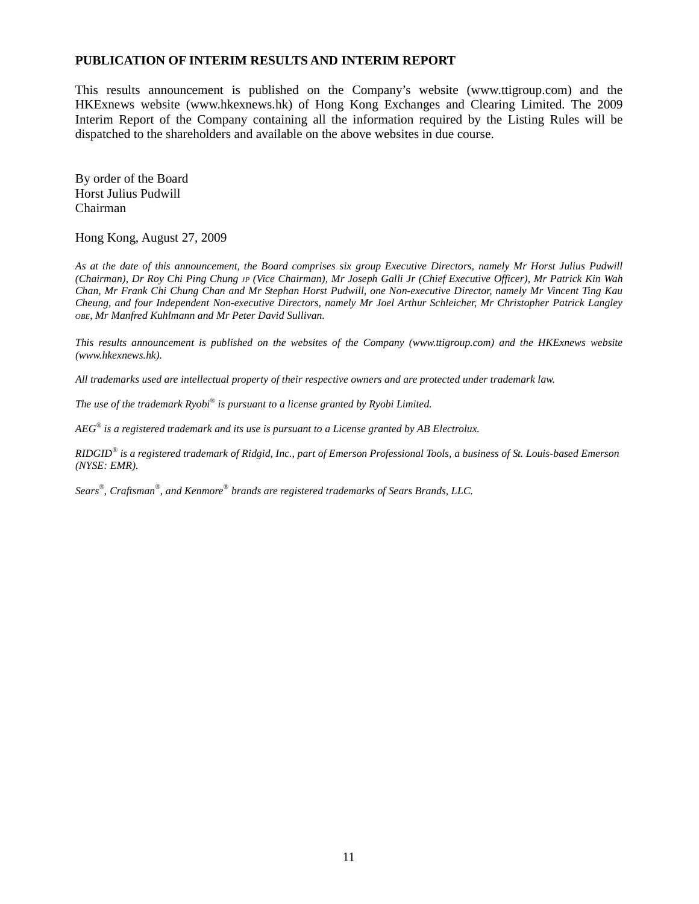**PUBLICATION OF INTERIM RESULTS AND INTERIM REPORT**

This results announcement is published on the Company's website (www.ttigroup.com) and the HKExnews website (www.hkexnews.hk) of Hong Kong Exchanges and Clearing Limited. The 2009 Interim Report of the Company containing all the information required by the Listing Rules will be dispatched to the shareholders and available on the above websites in due course.

By order of the Board
Horst Julius Pudwill
Chairman

Hong Kong, August 27, 2009

*As at the date of this announcement, the Board comprises six group Executive Directors, namely Mr Horst Julius Pudwill (Chairman), Dr Roy Chi Ping Chung JP (Vice Chairman), Mr Joseph Galli Jr (Chief Executive Officer), Mr Patrick Kin Wah Chan, Mr Frank Chi Chung Chan and Mr Stephan Horst Pudwill, one Non-executive Director, namely Mr Vincent Ting Kau Cheung, and four Independent Non-executive Directors, namely Mr Joel Arthur Schleicher, Mr Christopher Patrick Langley OBE, Mr Manfred Kuhlmann and Mr Peter David Sullivan.*

*This results announcement is published on the websites of the Company (www.ttigroup.com) and the HKExnews website (www.hkexnews.hk).*

*All trademarks used are intellectual property of their respective owners and are protected under trademark law.*

*The use of the trademark Ryobi® is pursuant to a license granted by Ryobi Limited.*

*AEG® is a registered trademark and its use is pursuant to a License granted by AB Electrolux.*

*RIDGID® is a registered trademark of Ridgid, Inc., part of Emerson Professional Tools, a business of St. Louis-based Emerson (NYSE: EMR).*

*Sears®, Craftsman®, and Kenmore® brands are registered trademarks of Sears Brands, LLC.*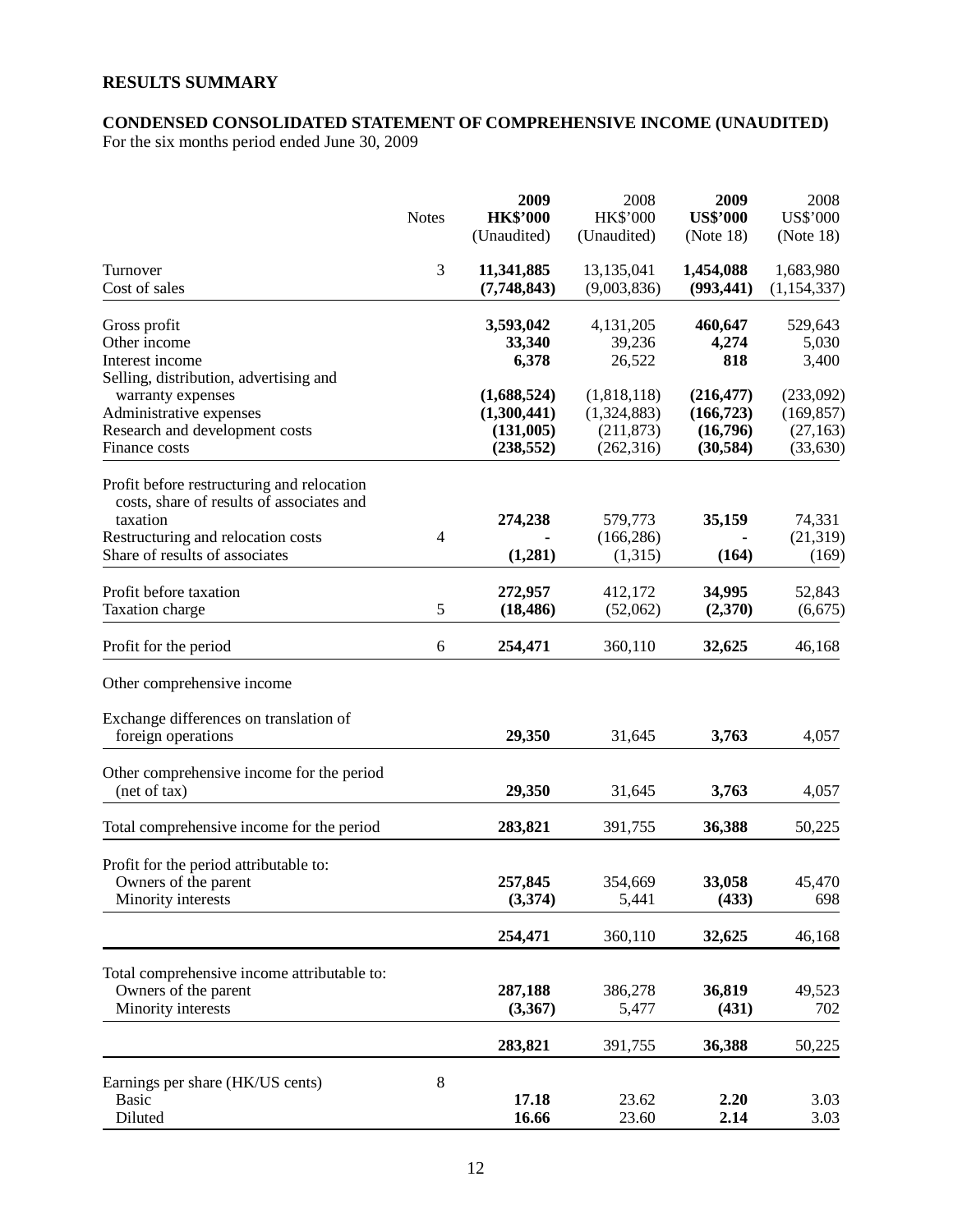## RESULTS SUMMARY

### CONDENSED CONSOLIDATED STATEMENT OF COMPREHENSIVE INCOME (UNAUDITED)

For the six months period ended June 30, 2009

| | Notes | **2009 HK$'000 (Unaudited)** | 2008 HK$'000 (Unaudited) | **2009 US$'000 (Note 18)** | 2008 US$'000 (Note 18) |
|---|---|---|---|---|---|
| Turnover | 3 | **11,341,885** | 13,135,041 | **1,454,088** | 1,683,980 |
| Cost of sales | | **(7,748,843)** | (9,003,836) | **(993,441)** | (1,154,337) |
| Gross profit | | **3,593,042** | 4,131,205 | **460,647** | 529,643 |
| Other income | | **33,340** | 39,236 | **4,274** | 5,030 |
| Interest income | | **6,378** | 26,522 | **818** | 3,400 |
| Selling, distribution, advertising and warranty expenses | | **(1,688,524)** | (1,818,118) | **(216,477)** | (233,092) |
| Administrative expenses | | **(1,300,441)** | (1,324,883) | **(166,723)** | (169,857) |
| Research and development costs | | **(131,005)** | (211,873) | **(16,796)** | (27,163) |
| Finance costs | | **(238,552)** | (262,316) | **(30,584)** | (33,630) |
| Profit before restructuring and relocation costs, share of results of associates and taxation | | **274,238** | 579,773 | **35,159** | 74,331 |
| Restructuring and relocation costs | 4 | **-** | (166,286) | **-** | (21,319) |
| Share of results of associates | | **(1,281)** | (1,315) | **(164)** | (169) |
| Profit before taxation | | **272,957** | 412,172 | **34,995** | 52,843 |
| Taxation charge | 5 | **(18,486)** | (52,062) | **(2,370)** | (6,675) |
| Profit for the period | 6 | **254,471** | 360,110 | **32,625** | 46,168 |
| Other comprehensive income | | | | | |
| Exchange differences on translation of foreign operations | | **29,350** | 31,645 | **3,763** | 4,057 |
| Other comprehensive income for the period (net of tax) | | **29,350** | 31,645 | **3,763** | 4,057 |
| Total comprehensive income for the period | | **283,821** | 391,755 | **36,388** | 50,225 |
| Profit for the period attributable to: | | | | | |
| Owners of the parent | | **257,845** | 354,669 | **33,058** | 45,470 |
| Minority interests | | **(3,374)** | 5,441 | **(433)** | 698 |
| | | **254,471** | 360,110 | **32,625** | 46,168 |
| Total comprehensive income attributable to: | | | | | |
| Owners of the parent | | **287,188** | 386,278 | **36,819** | 49,523 |
| Minority interests | | **(3,367)** | 5,477 | **(431)** | 702 |
| | | **283,821** | 391,755 | **36,388** | 50,225 |
| Earnings per share (HK/US cents) | 8 | | | | |
| Basic | | **17.18** | 23.62 | **2.20** | 3.03 |
| Diluted | | **16.66** | 23.60 | **2.14** | 3.03 |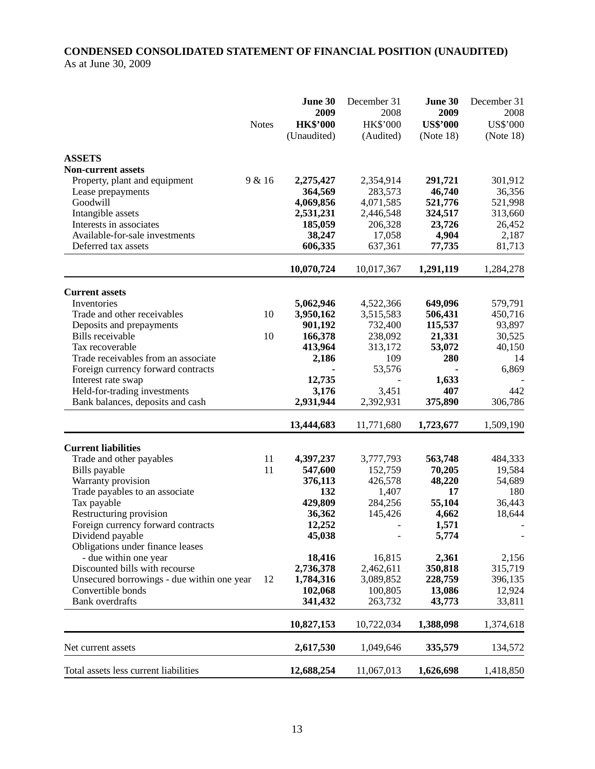**CONDENSED CONSOLIDATED STATEMENT OF FINANCIAL POSITION (UNAUDITED)**

As at June 30, 2009

| | Notes | June 30 2009 HK$'000 (Unaudited) | December 31 2008 HK$'000 (Audited) | June 30 2009 US$'000 (Note 18) | December 31 2008 US$'000 (Note 18) |
|---|---|---|---|---|---|
| **ASSETS** | | | | | |
| **Non-current assets** | | | | | |
| Property, plant and equipment | 9 & 16 | **2,275,427** | 2,354,914 | **291,721** | 301,912 |
| Lease prepayments | | **364,569** | 283,573 | **46,740** | 36,356 |
| Goodwill | | **4,069,856** | 4,071,585 | **521,776** | 521,998 |
| Intangible assets | | **2,531,231** | 2,446,548 | **324,517** | 313,660 |
| Interests in associates | | **185,059** | 206,328 | **23,726** | 26,452 |
| Available-for-sale investments | | **38,247** | 17,058 | **4,904** | 2,187 |
| Deferred tax assets | | **606,335** | 637,361 | **77,735** | 81,713 |
| | | **10,070,724** | 10,017,367 | **1,291,119** | 1,284,278 |
| **Current assets** | | | | | |
| Inventories | | **5,062,946** | 4,522,366 | **649,096** | 579,791 |
| Trade and other receivables | 10 | **3,950,162** | 3,515,583 | **506,431** | 450,716 |
| Deposits and prepayments | | **901,192** | 732,400 | **115,537** | 93,897 |
| Bills receivable | 10 | **166,378** | 238,092 | **21,331** | 30,525 |
| Tax recoverable | | **413,964** | 313,172 | **53,072** | 40,150 |
| Trade receivables from an associate | | **2,186** | 109 | **280** | 14 |
| Foreign currency forward contracts | | **-** | 53,576 | **-** | 6,869 |
| Interest rate swap | | **12,735** | - | **1,633** | - |
| Held-for-trading investments | | **3,176** | 3,451 | **407** | 442 |
| Bank balances, deposits and cash | | **2,931,944** | 2,392,931 | **375,890** | 306,786 |
| | | **13,444,683** | 11,771,680 | **1,723,677** | 1,509,190 |
| **Current liabilities** | | | | | |
| Trade and other payables | 11 | **4,397,237** | 3,777,793 | **563,748** | 484,333 |
| Bills payable | 11 | **547,600** | 152,759 | **70,205** | 19,584 |
| Warranty provision | | **376,113** | 426,578 | **48,220** | 54,689 |
| Trade payables to an associate | | **132** | 1,407 | **17** | 180 |
| Tax payable | | **429,809** | 284,256 | **55,104** | 36,443 |
| Restructuring provision | | **36,362** | 145,426 | **4,662** | 18,644 |
| Foreign currency forward contracts | | **12,252** | - | **1,571** | - |
| Dividend payable | | **45,038** | - | **5,774** | - |
| Obligations under finance leases | | | | | |
| - due within one year | | **18,416** | 16,815 | **2,361** | 2,156 |
| Discounted bills with recourse | | **2,736,378** | 2,462,611 | **350,818** | 315,719 |
| Unsecured borrowings - due within one year | 12 | **1,784,316** | 3,089,852 | **228,759** | 396,135 |
| Convertible bonds | | **102,068** | 100,805 | **13,086** | 12,924 |
| Bank overdrafts | | **341,432** | 263,732 | **43,773** | 33,811 |
| | | **10,827,153** | 10,722,034 | **1,388,098** | 1,374,618 |
| Net current assets | | **2,617,530** | 1,049,646 | **335,579** | 134,572 |
| Total assets less current liabilities | | **12,688,254** | 11,067,013 | **1,626,698** | 1,418,850 |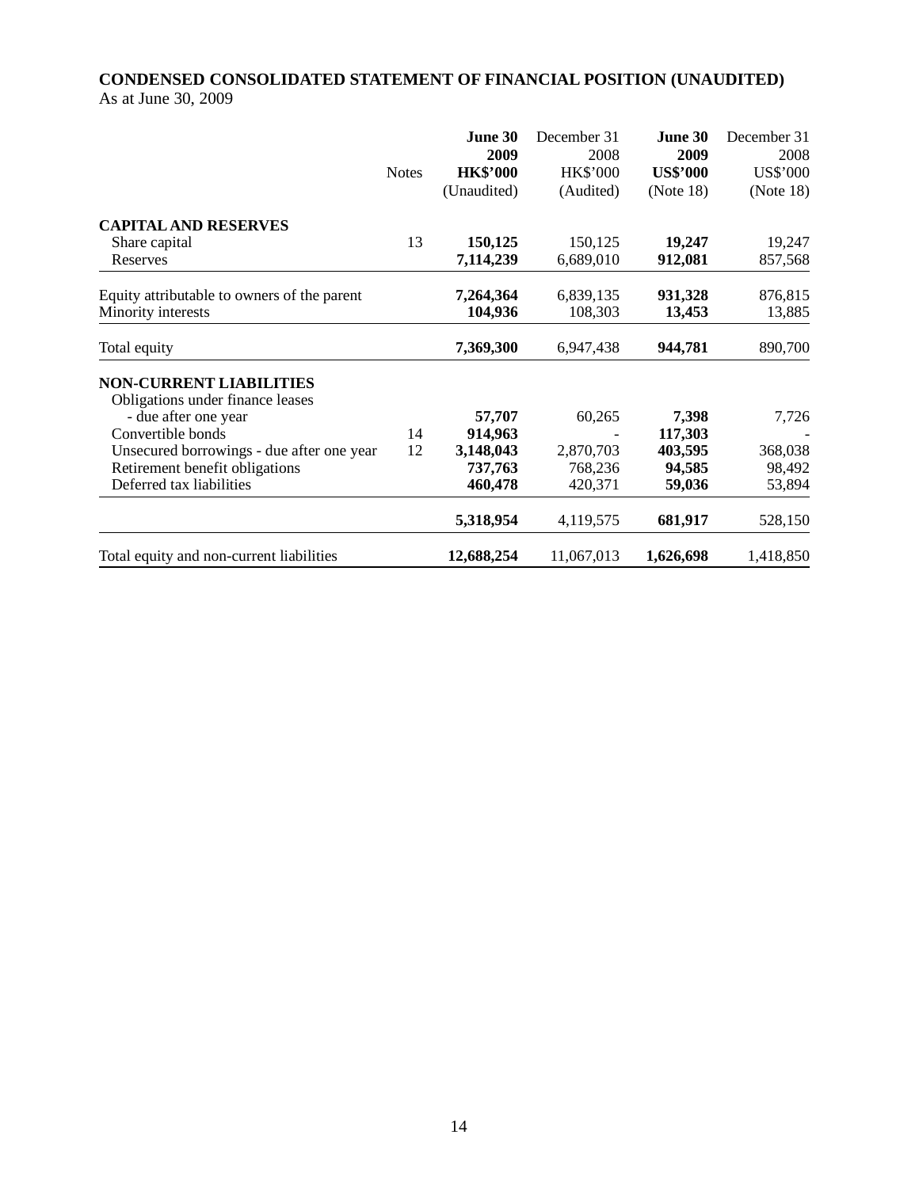**CONDENSED CONSOLIDATED STATEMENT OF FINANCIAL POSITION (UNAUDITED)**

As at June 30, 2009

| | Notes | **June 30 2009 HK$'000** (Unaudited) | December 31 2008 HK$'000 (Audited) | **June 30 2009 US$'000** (Note 18) | December 31 2008 US$'000 (Note 18) |
|---|---|---|---|---|---|
| **CAPITAL AND RESERVES** | | | | | |
| Share capital | 13 | **150,125** | 150,125 | **19,247** | 19,247 |
| Reserves | | **7,114,239** | 6,689,010 | **912,081** | 857,568 |
| Equity attributable to owners of the parent | | **7,264,364** | 6,839,135 | **931,328** | 876,815 |
| Minority interests | | **104,936** | 108,303 | **13,453** | 13,885 |
| Total equity | | **7,369,300** | 6,947,438 | **944,781** | 890,700 |
| **NON-CURRENT LIABILITIES** | | | | | |
| Obligations under finance leases | | | | | |
| - due after one year | | **57,707** | 60,265 | **7,398** | 7,726 |
| Convertible bonds | 14 | **914,963** | - | **117,303** | - |
| Unsecured borrowings - due after one year | 12 | **3,148,043** | 2,870,703 | **403,595** | 368,038 |
| Retirement benefit obligations | | **737,763** | 768,236 | **94,585** | 98,492 |
| Deferred tax liabilities | | **460,478** | 420,371 | **59,036** | 53,894 |
| | | **5,318,954** | 4,119,575 | **681,917** | 528,150 |
| Total equity and non-current liabilities | | **12,688,254** | 11,067,013 | **1,626,698** | 1,418,850 |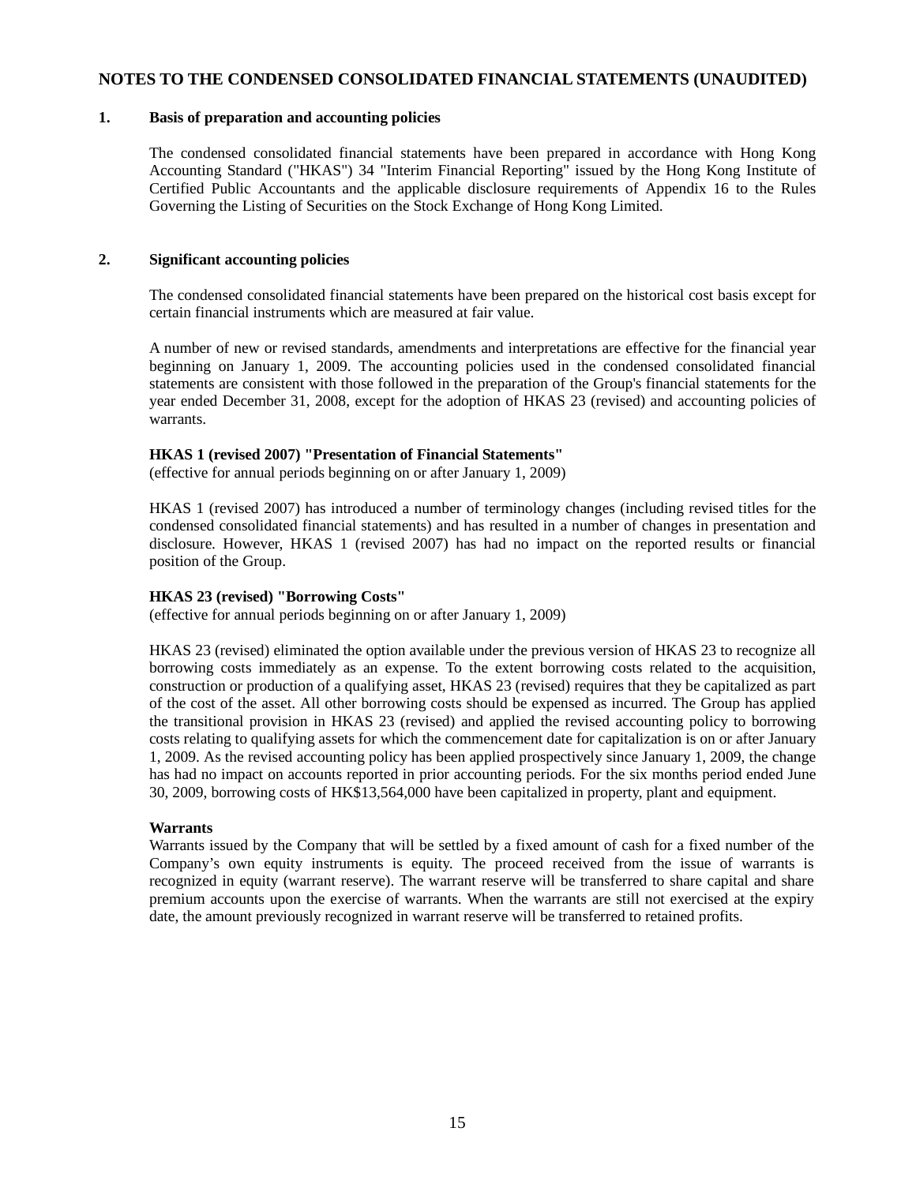## NOTES TO THE CONDENSED CONSOLIDATED FINANCIAL STATEMENTS (UNAUDITED)

### 1. Basis of preparation and accounting policies

The condensed consolidated financial statements have been prepared in accordance with Hong Kong Accounting Standard ("HKAS") 34 "Interim Financial Reporting" issued by the Hong Kong Institute of Certified Public Accountants and the applicable disclosure requirements of Appendix 16 to the Rules Governing the Listing of Securities on the Stock Exchange of Hong Kong Limited.

### 2. Significant accounting policies

The condensed consolidated financial statements have been prepared on the historical cost basis except for certain financial instruments which are measured at fair value.

A number of new or revised standards, amendments and interpretations are effective for the financial year beginning on January 1, 2009. The accounting policies used in the condensed consolidated financial statements are consistent with those followed in the preparation of the Group's financial statements for the year ended December 31, 2008, except for the adoption of HKAS 23 (revised) and accounting policies of warrants.

**HKAS 1 (revised 2007) "Presentation of Financial Statements"**
(effective for annual periods beginning on or after January 1, 2009)

HKAS 1 (revised 2007) has introduced a number of terminology changes (including revised titles for the condensed consolidated financial statements) and has resulted in a number of changes in presentation and disclosure. However, HKAS 1 (revised 2007) has had no impact on the reported results or financial position of the Group.

**HKAS 23 (revised) "Borrowing Costs"**
(effective for annual periods beginning on or after January 1, 2009)

HKAS 23 (revised) eliminated the option available under the previous version of HKAS 23 to recognize all borrowing costs immediately as an expense. To the extent borrowing costs related to the acquisition, construction or production of a qualifying asset, HKAS 23 (revised) requires that they be capitalized as part of the cost of the asset. All other borrowing costs should be expensed as incurred. The Group has applied the transitional provision in HKAS 23 (revised) and applied the revised accounting policy to borrowing costs relating to qualifying assets for which the commencement date for capitalization is on or after January 1, 2009. As the revised accounting policy has been applied prospectively since January 1, 2009, the change has had no impact on accounts reported in prior accounting periods. For the six months period ended June 30, 2009, borrowing costs of HK$13,564,000 have been capitalized in property, plant and equipment.

**Warrants**
Warrants issued by the Company that will be settled by a fixed amount of cash for a fixed number of the Company's own equity instruments is equity. The proceed received from the issue of warrants is recognized in equity (warrant reserve). The warrant reserve will be transferred to share capital and share premium accounts upon the exercise of warrants. When the warrants are still not exercised at the expiry date, the amount previously recognized in warrant reserve will be transferred to retained profits.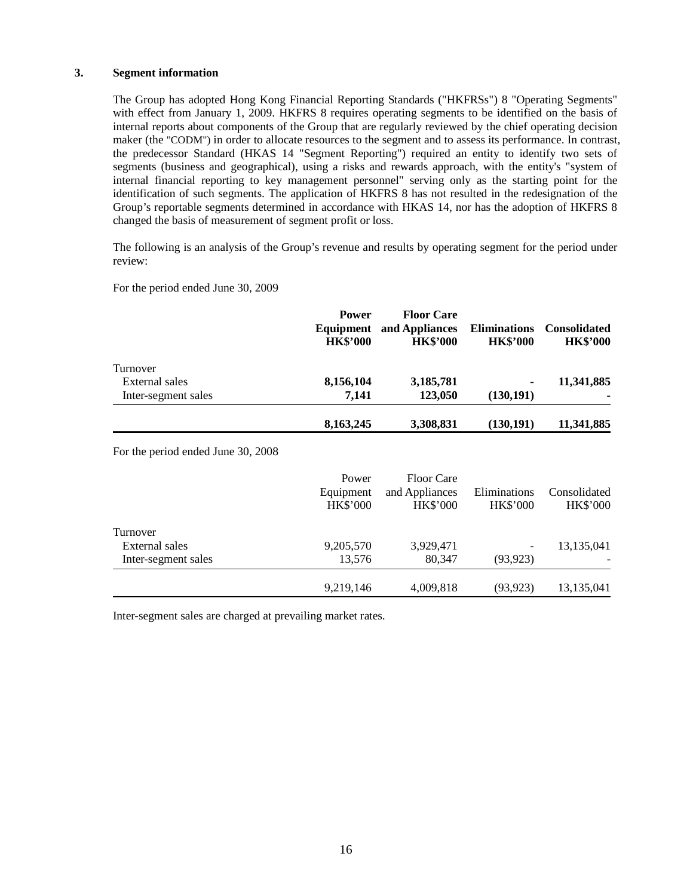### 3. Segment information

The Group has adopted Hong Kong Financial Reporting Standards ("HKFRSs") 8 "Operating Segments" with effect from January 1, 2009. HKFRS 8 requires operating segments to be identified on the basis of internal reports about components of the Group that are regularly reviewed by the chief operating decision maker (the "CODM") in order to allocate resources to the segment and to assess its performance. In contrast, the predecessor Standard (HKAS 14 "Segment Reporting") required an entity to identify two sets of segments (business and geographical), using a risks and rewards approach, with the entity's "system of internal financial reporting to key management personnel" serving only as the starting point for the identification of such segments. The application of HKFRS 8 has not resulted in the redesignation of the Group's reportable segments determined in accordance with HKAS 14, nor has the adoption of HKFRS 8 changed the basis of measurement of segment profit or loss.

The following is an analysis of the Group's revenue and results by operating segment for the period under review:

For the period ended June 30, 2009

| | **Power Equipment HK$'000** | **Floor Care and Appliances HK$'000** | **Eliminations HK$'000** | **Consolidated HK$'000** |
|---|---|---|---|---|
| Turnover | | | | |
| External sales | **8,156,104** | **3,185,781** | **-** | **11,341,885** |
| Inter-segment sales | **7,141** | **123,050** | **(130,191)** | **-** |
| | **8,163,245** | **3,308,831** | **(130,191)** | **11,341,885** |

For the period ended June 30, 2008

| | Power Equipment HK$'000 | Floor Care and Appliances HK$'000 | Eliminations HK$'000 | Consolidated HK$'000 |
|---|---|---|---|---|
| Turnover | | | | |
| External sales | 9,205,570 | 3,929,471 | - | 13,135,041 |
| Inter-segment sales | 13,576 | 80,347 | (93,923) | - |
| | 9,219,146 | 4,009,818 | (93,923) | 13,135,041 |

Inter-segment sales are charged at prevailing market rates.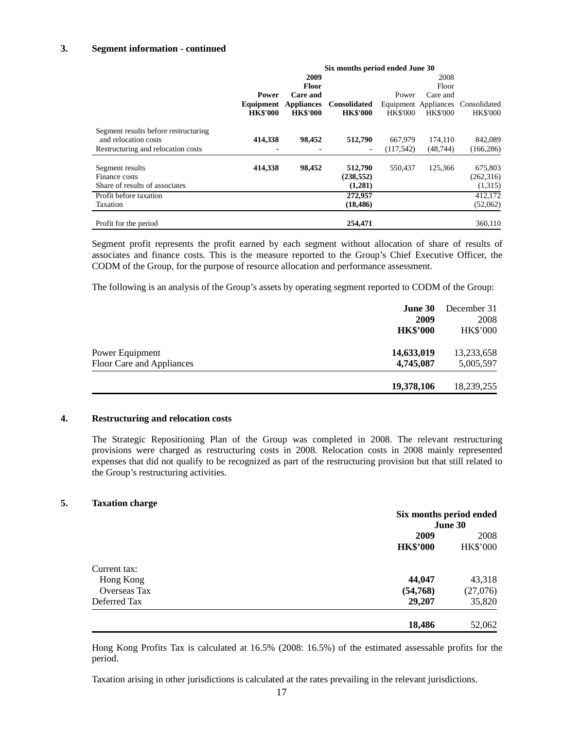### 3. Segment information - continued

| | Six months period ended June 30 | | | | | |
|---|---|---|---|---|---|---|
| | **2009** | | | 2008 | | |
| | **Power Equipment HK$'000** | **Floor Care and Appliances HK$'000** | **Consolidated HK$'000** | Power Equipment HK$'000 | Floor Care and Appliances HK$'000 | Consolidated HK$'000 |
| Segment results before restructuring and relocation costs | **414,338** | **98,452** | **512,790** | 667,979 | 174,110 | 842,089 |
| Restructuring and relocation costs | **-** | **-** | **-** | (117,542) | (48,744) | (166,286) |
| Segment results | **414,338** | **98,452** | **512,790** | 550,437 | 125,366 | 675,803 |
| Finance costs | | | **(238,552)** | | | (262,316) |
| Share of results of associates | | | **(1,281)** | | | (1,315) |
| Profit before taxation | | | **272,957** | | | 412,172 |
| Taxation | | | **(18,486)** | | | (52,062) |
| Profit for the period | | | **254,471** | | | 360,110 |

Segment profit represents the profit earned by each segment without allocation of share of results of associates and finance costs. This is the measure reported to the Group's Chief Executive Officer, the CODM of the Group, for the purpose of resource allocation and performance assessment.

The following is an analysis of the Group's assets by operating segment reported to CODM of the Group:

| | **June 30 2009 HK$'000** | December 31 2008 HK$'000 |
|---|---|---|
| Power Equipment | **14,633,019** | 13,233,658 |
| Floor Care and Appliances | **4,745,087** | 5,005,597 |
| | **19,378,106** | 18,239,255 |

### 4. Restructuring and relocation costs

The Strategic Repositioning Plan of the Group was completed in 2008. The relevant restructuring provisions were charged as restructuring costs in 2008. Relocation costs in 2008 mainly represented expenses that did not qualify to be recognized as part of the restructuring provision but that still related to the Group's restructuring activities.

### 5. Taxation charge

| | Six months period ended June 30 | |
|---|---|---|
| | **2009 HK$'000** | 2008 HK$'000 |
| Current tax: | | |
| Hong Kong | **44,047** | 43,318 |
| Overseas Tax | **(54,768)** | (27,076) |
| Deferred Tax | **29,207** | 35,820 |
| | **18,486** | 52,062 |

Hong Kong Profits Tax is calculated at 16.5% (2008: 16.5%) of the estimated assessable profits for the period.

Taxation arising in other jurisdictions is calculated at the rates prevailing in the relevant jurisdictions.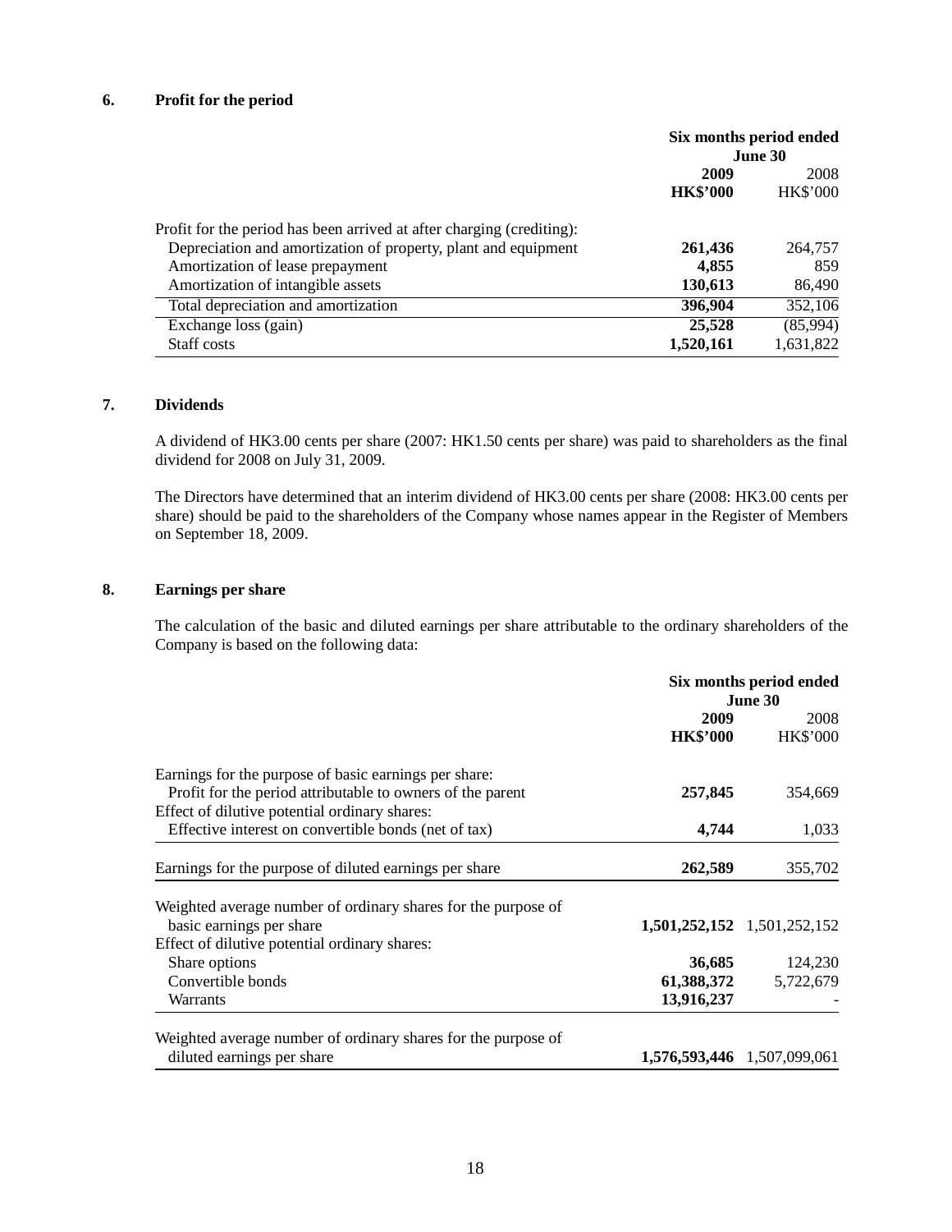## 6. Profit for the period

| | Six months period ended June 30 | |
|---|---|---|
| | **2009** | 2008 |
| | **HK$'000** | HK$'000 |
| Profit for the period has been arrived at after charging (crediting): | | |
| Depreciation and amortization of property, plant and equipment | **261,436** | 264,757 |
| Amortization of lease prepayment | **4,855** | 859 |
| Amortization of intangible assets | **130,613** | 86,490 |
| Total depreciation and amortization | **396,904** | 352,106 |
| Exchange loss (gain) | **25,528** | (85,994) |
| Staff costs | **1,520,161** | 1,631,822 |

## 7. Dividends

A dividend of HK3.00 cents per share (2007: HK1.50 cents per share) was paid to shareholders as the final dividend for 2008 on July 31, 2009.

The Directors have determined that an interim dividend of HK3.00 cents per share (2008: HK3.00 cents per share) should be paid to the shareholders of the Company whose names appear in the Register of Members on September 18, 2009.

## 8. Earnings per share

The calculation of the basic and diluted earnings per share attributable to the ordinary shareholders of the Company is based on the following data:

| | Six months period ended June 30 | |
|---|---|---|
| | **2009** | 2008 |
| | **HK$'000** | HK$'000 |
| Earnings for the purpose of basic earnings per share: | | |
| Profit for the period attributable to owners of the parent | **257,845** | 354,669 |
| Effect of dilutive potential ordinary shares: | | |
| Effective interest on convertible bonds (net of tax) | **4,744** | 1,033 |
| Earnings for the purpose of diluted earnings per share | **262,589** | 355,702 |
| Weighted average number of ordinary shares for the purpose of basic earnings per share | **1,501,252,152** | 1,501,252,152 |
| Effect of dilutive potential ordinary shares: | | |
| Share options | **36,685** | 124,230 |
| Convertible bonds | **61,388,372** | 5,722,679 |
| Warrants | **13,916,237** | - |
| Weighted average number of ordinary shares for the purpose of diluted earnings per share | **1,576,593,446** | 1,507,099,061 |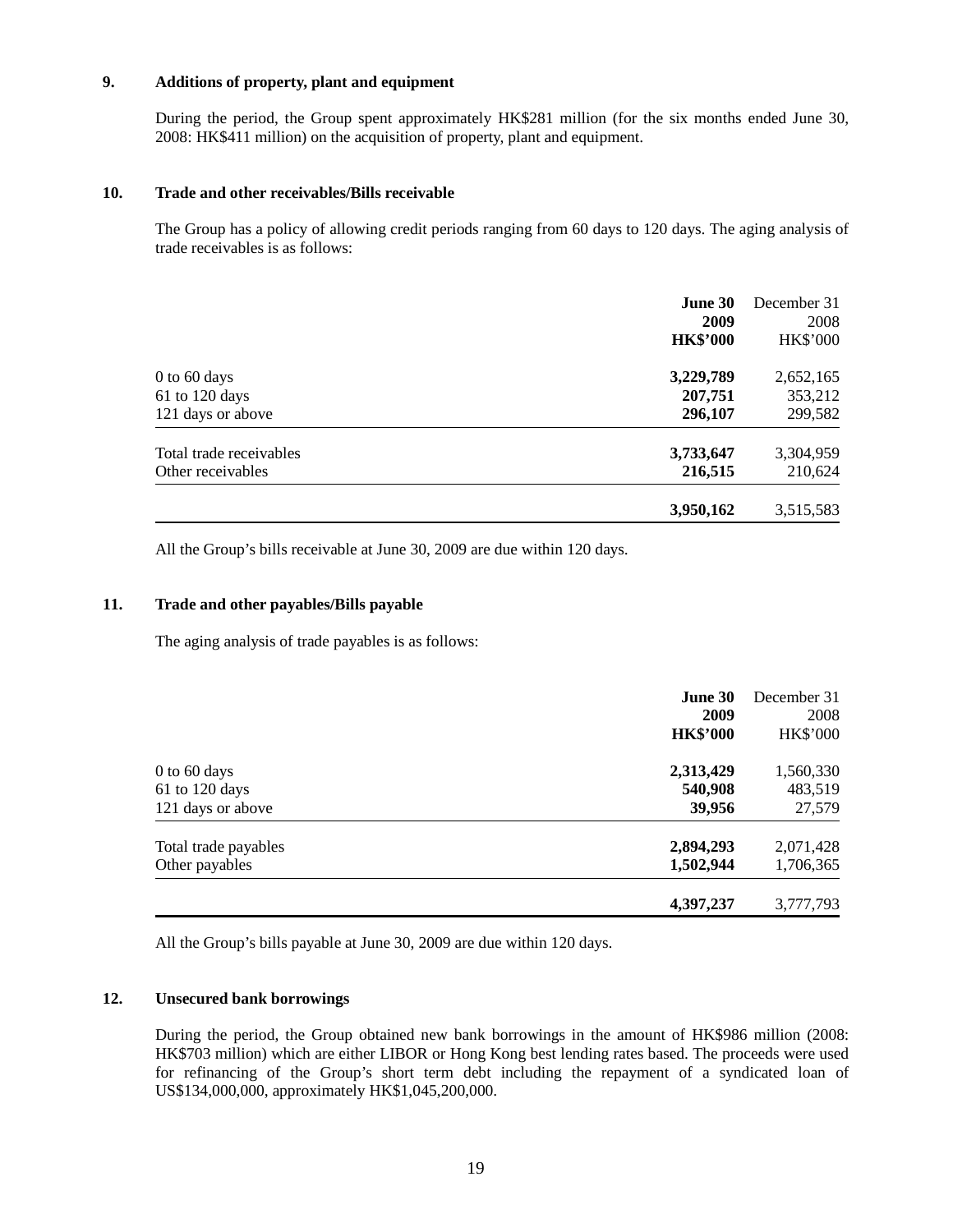### 9. Additions of property, plant and equipment

During the period, the Group spent approximately HK$281 million (for the six months ended June 30, 2008: HK$411 million) on the acquisition of property, plant and equipment.

### 10. Trade and other receivables/Bills receivable

The Group has a policy of allowing credit periods ranging from 60 days to 120 days. The aging analysis of trade receivables is as follows:

| | **June 30 2009 HK$'000** | December 31 2008 HK$'000 |
|---|---|---|
| 0 to 60 days | **3,229,789** | 2,652,165 |
| 61 to 120 days | **207,751** | 353,212 |
| 121 days or above | **296,107** | 299,582 |
| Total trade receivables | **3,733,647** | 3,304,959 |
| Other receivables | **216,515** | 210,624 |
| | **3,950,162** | 3,515,583 |

All the Group's bills receivable at June 30, 2009 are due within 120 days.

### 11. Trade and other payables/Bills payable

The aging analysis of trade payables is as follows:

| | **June 30 2009 HK$'000** | December 31 2008 HK$'000 |
|---|---|---|
| 0 to 60 days | **2,313,429** | 1,560,330 |
| 61 to 120 days | **540,908** | 483,519 |
| 121 days or above | **39,956** | 27,579 |
| Total trade payables | **2,894,293** | 2,071,428 |
| Other payables | **1,502,944** | 1,706,365 |
| | **4,397,237** | 3,777,793 |

All the Group's bills payable at June 30, 2009 are due within 120 days.

### 12. Unsecured bank borrowings

During the period, the Group obtained new bank borrowings in the amount of HK$986 million (2008: HK$703 million) which are either LIBOR or Hong Kong best lending rates based. The proceeds were used for refinancing of the Group's short term debt including the repayment of a syndicated loan of US$134,000,000, approximately HK$1,045,200,000.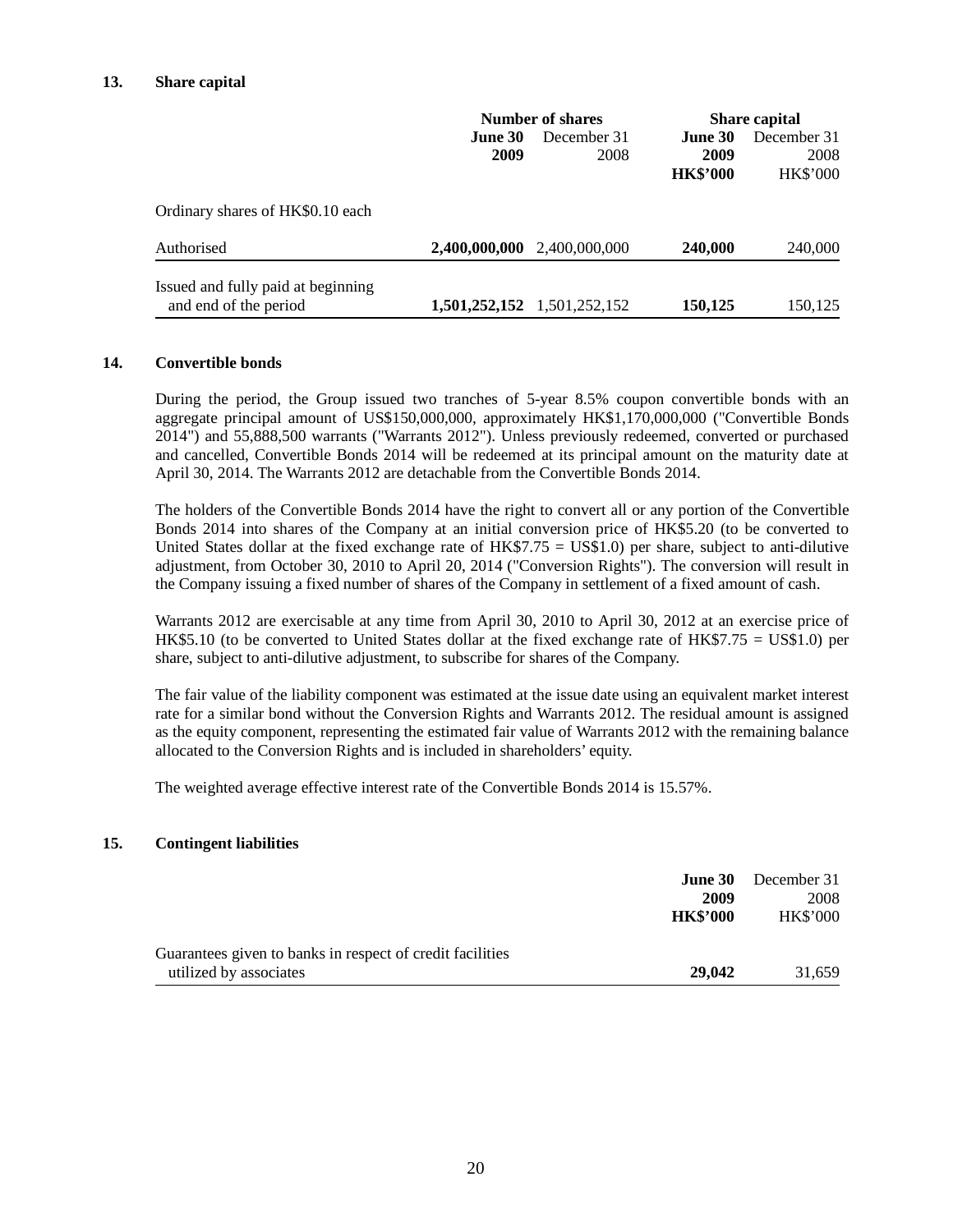### 13. Share capital

| | Number of shares | | Share capital | |
|---|---|---|---|---|
| | **June 30 2009** | December 31 2008 | **June 30 2009 HK$'000** | December 31 2008 HK$'000 |
| Ordinary shares of HK$0.10 each | | | | |
| Authorised | **2,400,000,000** | 2,400,000,000 | **240,000** | 240,000 |
| Issued and fully paid at beginning and end of the period | **1,501,252,152** | 1,501,252,152 | **150,125** | 150,125 |

### 14. Convertible bonds

During the period, the Group issued two tranches of 5-year 8.5% coupon convertible bonds with an aggregate principal amount of US$150,000,000, approximately HK$1,170,000,000 ("Convertible Bonds 2014") and 55,888,500 warrants ("Warrants 2012"). Unless previously redeemed, converted or purchased and cancelled, Convertible Bonds 2014 will be redeemed at its principal amount on the maturity date at April 30, 2014. The Warrants 2012 are detachable from the Convertible Bonds 2014.

The holders of the Convertible Bonds 2014 have the right to convert all or any portion of the Convertible Bonds 2014 into shares of the Company at an initial conversion price of HK$5.20 (to be converted to United States dollar at the fixed exchange rate of HK$7.75 = US$1.0) per share, subject to anti-dilutive adjustment, from October 30, 2010 to April 20, 2014 ("Conversion Rights"). The conversion will result in the Company issuing a fixed number of shares of the Company in settlement of a fixed amount of cash.

Warrants 2012 are exercisable at any time from April 30, 2010 to April 30, 2012 at an exercise price of HK$5.10 (to be converted to United States dollar at the fixed exchange rate of HK$7.75 = US$1.0) per share, subject to anti-dilutive adjustment, to subscribe for shares of the Company.

The fair value of the liability component was estimated at the issue date using an equivalent market interest rate for a similar bond without the Conversion Rights and Warrants 2012. The residual amount is assigned as the equity component, representing the estimated fair value of Warrants 2012 with the remaining balance allocated to the Conversion Rights and is included in shareholders' equity.

The weighted average effective interest rate of the Convertible Bonds 2014 is 15.57%.

### 15. Contingent liabilities

| | **June 30 2009 HK$'000** | December 31 2008 HK$'000 |
|---|---|---|
| Guarantees given to banks in respect of credit facilities utilized by associates | **29,042** | 31,659 |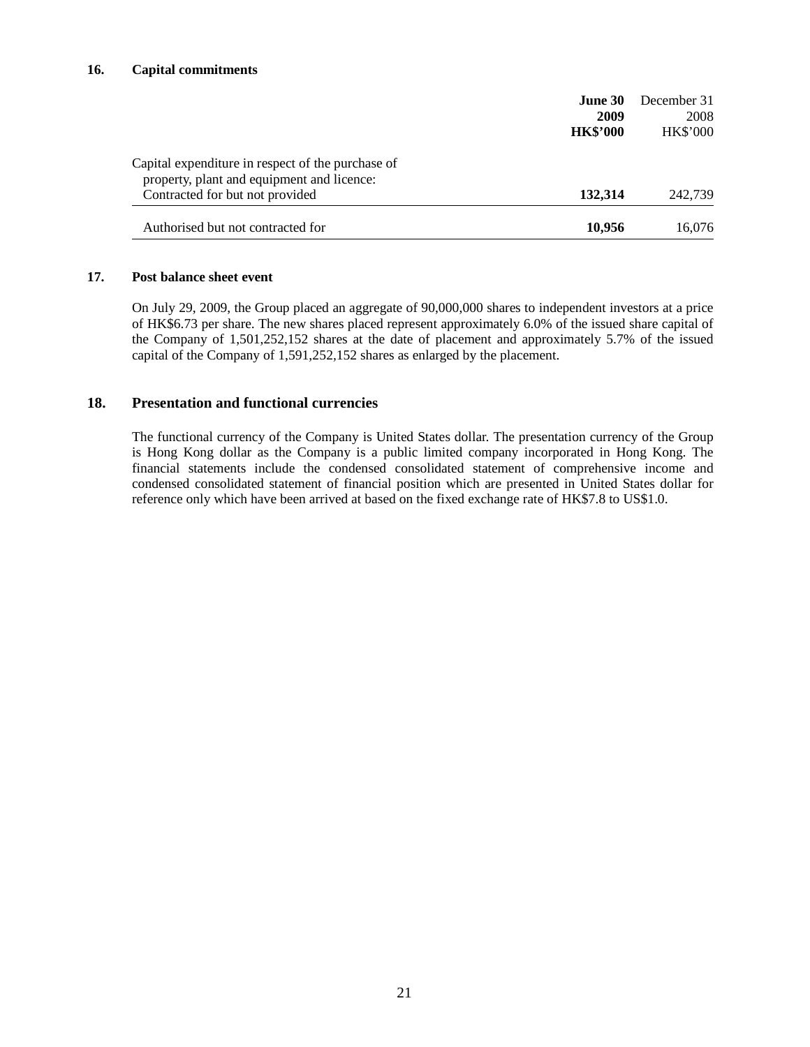### 16. Capital commitments

| | **June 30 2009 HK$'000** | December 31 2008 HK$'000 |
|---|---|---|
| Capital expenditure in respect of the purchase of property, plant and equipment and licence: | | |
| Contracted for but not provided | **132,314** | 242,739 |
| Authorised but not contracted for | **10,956** | 16,076 |

### 17. Post balance sheet event

On July 29, 2009, the Group placed an aggregate of 90,000,000 shares to independent investors at a price of HK$6.73 per share. The new shares placed represent approximately 6.0% of the issued share capital of the Company of 1,501,252,152 shares at the date of placement and approximately 5.7% of the issued capital of the Company of 1,591,252,152 shares as enlarged by the placement.

### 18. Presentation and functional currencies

The functional currency of the Company is United States dollar. The presentation currency of the Group is Hong Kong dollar as the Company is a public limited company incorporated in Hong Kong. The financial statements include the condensed consolidated statement of comprehensive income and condensed consolidated statement of financial position which are presented in United States dollar for reference only which have been arrived at based on the fixed exchange rate of HK$7.8 to US$1.0.